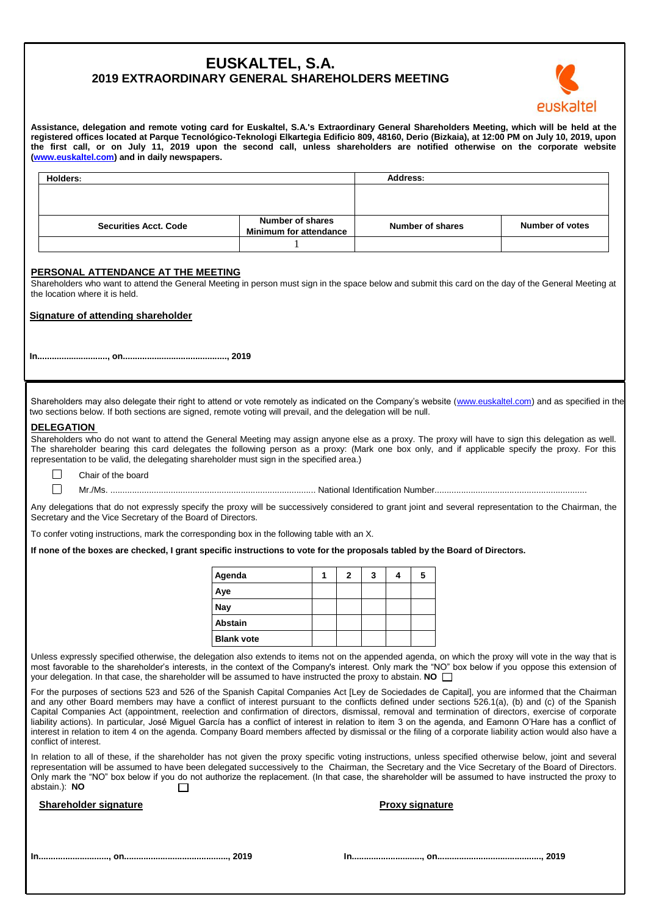# EUSKALTEL, S.A.

## 2019 EXTRAORDINARY GENERAL SHAREHOLDERS MEETING

euskaltel

**Assistance, delegation and remote voting card for Euskaltel, S.A.'s Extraordinary General Shareholders Meeting, which will be held at the registered offices located at Parque Tecnológico-Teknologi Elkartegia Edificio 809, 48160, Derio (Bizkaia), at 12:00 PM on July 10, 2019, upon the first call, or on July 11, 2019 upon the second call, unless shareholders are notified otherwise on the corporate website (www.euskaltel.com) and in daily newspapers.**

| **Holders:** | | **Address:** | |
|---|---|---|---|
| | | | |
| **Securities Acct. Code** | **Number of shares Minimum for attendance** | **Number of shares** | **Number of votes** |
| | 1 | | |

### PERSONAL ATTENDANCE AT THE MEETING

Shareholders who want to attend the General Meeting in person must sign in the space below and submit this card on the day of the General Meeting at the location where it is held.

**Signature of attending shareholder**

**In............................., on..........................................., 2019**

Shareholders may also delegate their right to attend or vote remotely as indicated on the Company's website (www.euskaltel.com) and as specified in the two sections below. If both sections are signed, remote voting will prevail, and the delegation will be null.

### DELEGATION

Shareholders who do not want to attend the General Meeting may assign anyone else as a proxy. The proxy will have to sign this delegation as well. The shareholder bearing this card delegates the following person as a proxy: (Mark one box only, and if applicable specify the proxy. For this representation to be valid, the delegating shareholder must sign in the specified area.)

☐ Chair of the board

☐ Mr./Ms. ..................................................................................... National Identification Number...............................................................

Any delegations that do not expressly specify the proxy will be successively considered to grant joint and several representation to the Chairman, the Secretary and the Vice Secretary of the Board of Directors.

To confer voting instructions, mark the corresponding box in the following table with an X.

**If none of the boxes are checked, I grant specific instructions to vote for the proposals tabled by the Board of Directors.**

| **Agenda** | **1** | **2** | **3** | **4** | **5** |
|---|---|---|---|---|---|
| **Aye** | | | | | |
| **Nay** | | | | | |
| **Abstain** | | | | | |
| **Blank vote** | | | | | |

Unless expressly specified otherwise, the delegation also extends to items not on the appended agenda, on which the proxy will vote in the way that is most favorable to the shareholder's interests, in the context of the Company's interest. Only mark the "NO" box below if you oppose this extension of your delegation. In that case, the shareholder will be assumed to have instructed the proxy to abstain. **NO** ☐

For the purposes of sections 523 and 526 of the Spanish Capital Companies Act [Ley de Sociedades de Capital], you are informed that the Chairman and any other Board members may have a conflict of interest pursuant to the conflicts defined under sections 526.1(a), (b) and (c) of the Spanish Capital Companies Act (appointment, reelection and confirmation of directors, dismissal, removal and termination of directors, exercise of corporate liability actions). In particular, José Miguel García has a conflict of interest in relation to item 3 on the agenda, and Eamonn O'Hare has a conflict of interest in relation to item 4 on the agenda. Company Board members affected by dismissal or the filing of a corporate liability action would also have a conflict of interest.

In relation to all of these, if the shareholder has not given the proxy specific voting instructions, unless specified otherwise below, joint and several representation will be assumed to have been delegated successively to the Chairman, the Secretary and the Vice Secretary of the Board of Directors. Only mark the "NO" box below if you do not authorize the replacement. (In that case, the shareholder will be assumed to have instructed the proxy to abstain.): **NO** ☐

**Shareholder signature**

**Proxy signature**

**In............................., on..........................................., 2019**

**In............................., on..........................................., 2019**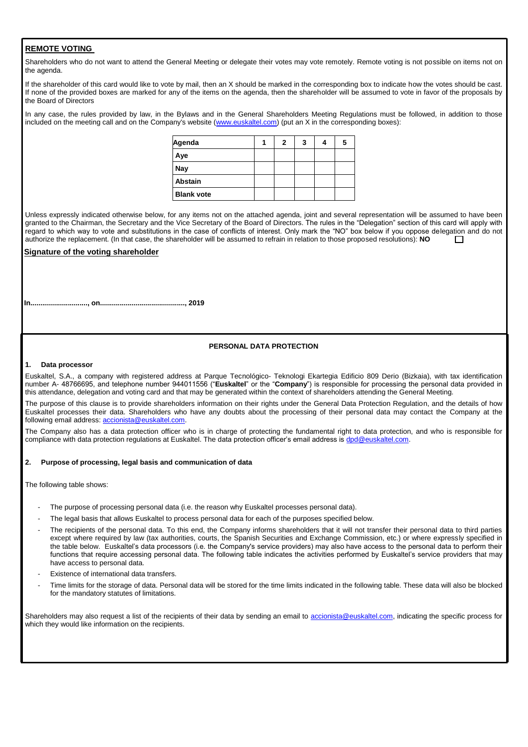## REMOTE VOTING

Shareholders who do not want to attend the General Meeting or delegate their votes may vote remotely. Remote voting is not possible on items not on the agenda.

If the shareholder of this card would like to vote by mail, then an X should be marked in the corresponding box to indicate how the votes should be cast. If none of the provided boxes are marked for any of the items on the agenda, then the shareholder will be assumed to vote in favor of the proposals by the Board of Directors

In any case, the rules provided by law, in the Bylaws and in the General Shareholders Meeting Regulations must be followed, in addition to those included on the meeting call and on the Company's website (www.euskaltel.com) (put an X in the corresponding boxes):

| Agenda | 1 | 2 | 3 | 4 | 5 |
|---|---|---|---|---|---|
| Aye | | | | | |
| Nay | | | | | |
| Abstain | | | | | |
| Blank vote | | | | | |

Unless expressly indicated otherwise below, for any items not on the attached agenda, joint and several representation will be assumed to have been granted to the Chairman, the Secretary and the Vice Secretary of the Board of Directors. The rules in the "Delegation" section of this card will apply with regard to which way to vote and substitutions in the case of conflicts of interest. Only mark the "NO" box below if you oppose delegation and do not authorize the replacement. (In that case, the shareholder will be assumed to refrain in relation to those proposed resolutions): **NO** ☐

**Signature of the voting shareholder**

**In..............................., on............................................, 2019**

### PERSONAL DATA PROTECTION

**1. Data processor**

Euskaltel, S.A., a company with registered address at Parque Tecnológico- Teknologi Ekartegia Edificio 809 Derio (Bizkaia), with tax identification number A- 48766695, and telephone number 944011556 ("**Euskaltel**" or the "**Company**") is responsible for processing the personal data provided in this attendance, delegation and voting card and that may be generated within the context of shareholders attending the General Meeting.

The purpose of this clause is to provide shareholders information on their rights under the General Data Protection Regulation, and the details of how Euskaltel processes their data. Shareholders who have any doubts about the processing of their personal data may contact the Company at the following email address: accionista@euskaltel.com.

The Company also has a data protection officer who is in charge of protecting the fundamental right to data protection, and who is responsible for compliance with data protection regulations at Euskaltel. The data protection officer's email address is dpd@euskaltel.com.

**2. Purpose of processing, legal basis and communication of data**

The following table shows:

- The purpose of processing personal data (i.e. the reason why Euskaltel processes personal data).
- The legal basis that allows Euskaltel to process personal data for each of the purposes specified below.
- The recipients of the personal data. To this end, the Company informs shareholders that it will not transfer their personal data to third parties except where required by law (tax authorities, courts, the Spanish Securities and Exchange Commission, etc.) or where expressly specified in the table below. Euskaltel's data processors (i.e. the Company's service providers) may also have access to the personal data to perform their functions that require accessing personal data. The following table indicates the activities performed by Euskaltel's service providers that may have access to personal data.
- Existence of international data transfers.
- Time limits for the storage of data. Personal data will be stored for the time limits indicated in the following table. These data will also be blocked for the mandatory statutes of limitations.

Shareholders may also request a list of the recipients of their data by sending an email to accionista@euskaltel.com, indicating the specific process for which they would like information on the recipients.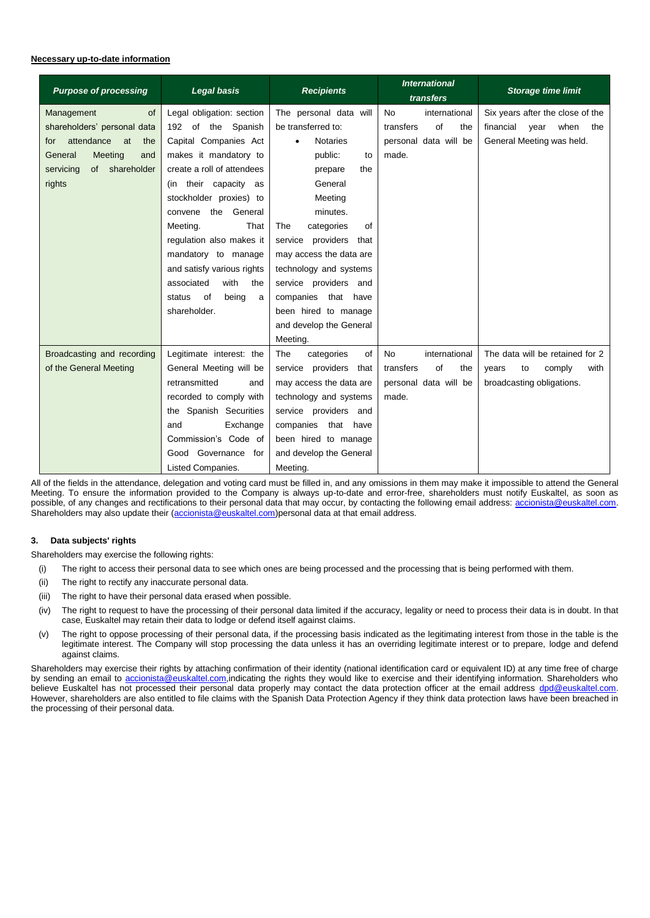**Necessary up-to-date information**

| *Purpose of processing* | *Legal basis* | *Recipients* | *International transfers* | *Storage time limit* |
| --- | --- | --- | --- | --- |
| Management of shareholders' personal data for attendance at the General Meeting and servicing of shareholder rights | Legal obligation: section 192 of the Spanish Capital Companies Act makes it mandatory to create a roll of attendees (in their capacity as stockholder proxies) to convene the General Meeting. That regulation also makes it mandatory to manage and satisfy various rights associated with the status of being a shareholder. | The personal data will be transferred to: <br>• Notaries public: to prepare the General Meeting minutes.<br>The categories of service providers that may access the data are technology and systems service providers and companies that have been hired to manage and develop the General Meeting. | No international transfers of the personal data will be made. | Six years after the close of the financial year when the General Meeting was held. |
| Broadcasting and recording of the General Meeting | Legitimate interest: the General Meeting will be retransmitted and recorded to comply with the Spanish Securities and Exchange Commission's Code of Good Governance for Listed Companies. | The categories of service providers that may access the data are technology and systems service providers and companies that have been hired to manage and develop the General Meeting. | No international transfers of the personal data will be made. | The data will be retained for 2 years to comply with broadcasting obligations. |

All of the fields in the attendance, delegation and voting card must be filled in, and any omissions in them may make it impossible to attend the General Meeting. To ensure the information provided to the Company is always up-to-date and error-free, shareholders must notify Euskaltel, as soon as possible, of any changes and rectifications to their personal data that may occur, by contacting the following email address: accionista@euskaltel.com. Shareholders may also update their (accionista@euskaltel.com)personal data at that email address.

### 3. Data subjects' rights

Shareholders may exercise the following rights:

(i) The right to access their personal data to see which ones are being processed and the processing that is being performed with them.

(ii) The right to rectify any inaccurate personal data.

(iii) The right to have their personal data erased when possible.

(iv) The right to request to have the processing of their personal data limited if the accuracy, legality or need to process their data is in doubt. In that case, Euskaltel may retain their data to lodge or defend itself against claims.

(v) The right to oppose processing of their personal data, if the processing basis indicated as the legitimating interest from those in the table is the legitimate interest. The Company will stop processing the data unless it has an overriding legitimate interest or to prepare, lodge and defend against claims.

Shareholders may exercise their rights by attaching confirmation of their identity (national identification card or equivalent ID) at any time free of charge by sending an email to accionista@euskaltel.com,indicating the rights they would like to exercise and their identifying information. Shareholders who believe Euskaltel has not processed their personal data properly may contact the data protection officer at the email address dpd@euskaltel.com. However, shareholders are also entitled to file claims with the Spanish Data Protection Agency if they think data protection laws have been breached in the processing of their personal data.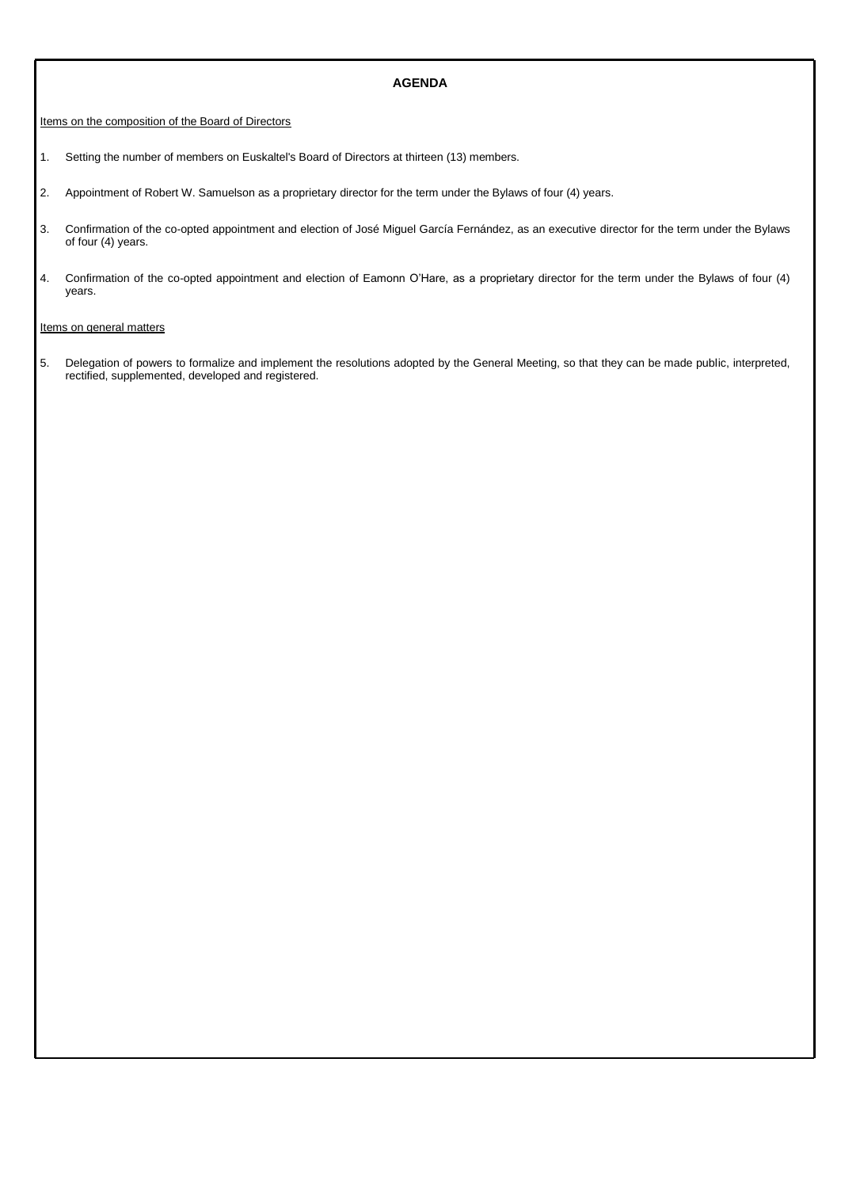# AGENDA

Items on the composition of the Board of Directors

1. Setting the number of members on Euskaltel's Board of Directors at thirteen (13) members.

2. Appointment of Robert W. Samuelson as a proprietary director for the term under the Bylaws of four (4) years.

3. Confirmation of the co-opted appointment and election of José Miguel García Fernández, as an executive director for the term under the Bylaws of four (4) years.

4. Confirmation of the co-opted appointment and election of Eamonn O'Hare, as a proprietary director for the term under the Bylaws of four (4) years.

Items on general matters

5. Delegation of powers to formalize and implement the resolutions adopted by the General Meeting, so that they can be made public, interpreted, rectified, supplemented, developed and registered.